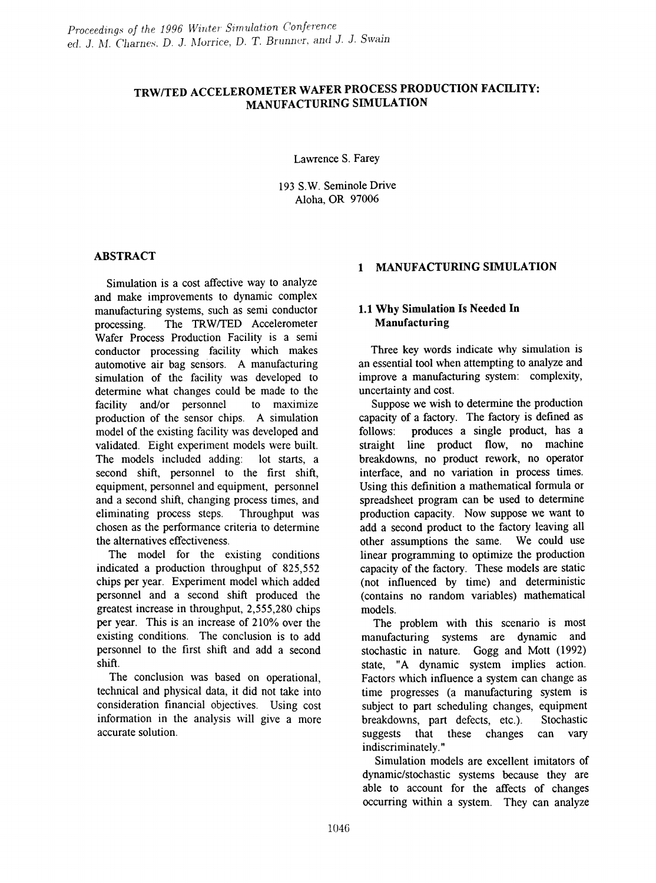# TRW/TED ACCELEROMETER WAFER PROCESS PRODUCTION FACILITY: MANUFACTURING SIMULATION

Lawrence S. Farey

193 S.W. Seminole Drive
Aloha, OR 97006

## ABSTRACT

Simulation is a cost affective way to analyze and make improvements to dynamic complex manufacturing systems, such as semi conductor processing. The TRW/TED Accelerometer Wafer Process Production Facility is a semi conductor processing facility which makes automotive air bag sensors. A manufacturing simulation of the facility was developed to determine what changes could be made to the facility and/or personnel to maximize production of the sensor chips. A simulation model of the existing facility was developed and validated. Eight experiment models were built. The models included adding: lot starts, a second shift, personnel to the first shift, equipment, personnel and equipment, personnel and a second shift, changing process times, and eliminating process steps. Throughput was chosen as the performance criteria to determine the alternatives effectiveness.

The model for the existing conditions indicated a production throughput of 825,552 chips per year. Experiment model which added personnel and a second shift produced the greatest increase in throughput, 2,555,280 chips per year. This is an increase of 210% over the existing conditions. The conclusion is to add personnel to the first shift and add a second shift.

The conclusion was based on operational, technical and physical data, it did not take into consideration financial objectives. Using cost information in the analysis will give a more accurate solution.

## 1 MANUFACTURING SIMULATION

### 1.1 Why Simulation Is Needed In Manufacturing

Three key words indicate why simulation is an essential tool when attempting to analyze and improve a manufacturing system: complexity, uncertainty and cost.

Suppose we wish to determine the production capacity of a factory. The factory is defined as follows: produces a single product, has a straight line product flow, no machine breakdowns, no product rework, no operator interface, and no variation in process times. Using this definition a mathematical formula or spreadsheet program can be used to determine production capacity. Now suppose we want to add a second product to the factory leaving all other assumptions the same. We could use linear programming to optimize the production capacity of the factory. These models are static (not influenced by time) and deterministic (contains no random variables) mathematical models.

The problem with this scenario is most manufacturing systems are dynamic and stochastic in nature. Gogg and Mott (1992) state, "A dynamic system implies action. Factors which influence a system can change as time progresses (a manufacturing system is subject to part scheduling changes, equipment breakdowns, part defects, etc.). Stochastic suggests that these changes can vary indiscriminately."

Simulation models are excellent imitators of dynamic/stochastic systems because they are able to account for the affects of changes occurring within a system. They can analyze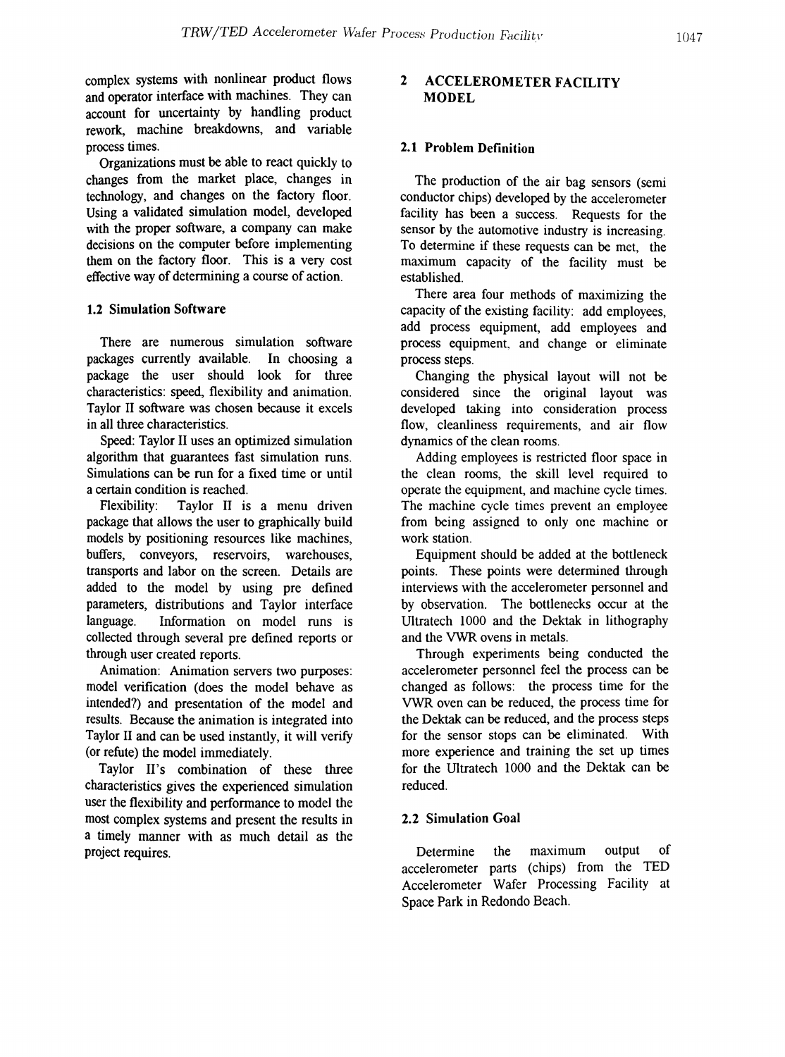complex systems with nonlinear product flows and operator interface with machines. They can account for uncertainty by handling product rework, machine breakdowns, and variable process times.

Organizations must be able to react quickly to changes from the market place, changes in technology, and changes on the factory floor. Using a validated simulation model, developed with the proper software, a company can make decisions on the computer before implementing them on the factory floor. This is a very cost effective way of determining a course of action.

### 1.2 Simulation Software

There are numerous simulation software packages currently available. In choosing a package the user should look for three characteristics: speed, flexibility and animation. Taylor II software was chosen because it excels in all three characteristics.

Speed: Taylor II uses an optimized simulation algorithm that guarantees fast simulation runs. Simulations can be run for a fixed time or until a certain condition is reached.

Flexibility: Taylor II is a menu driven package that allows the user to graphically build models by positioning resources like machines, buffers, conveyors, reservoirs, warehouses, transports and labor on the screen. Details are added to the model by using pre defined parameters, distributions and Taylor interface language. Information on model runs is collected through several pre defined reports or through user created reports.

Animation: Animation servers two purposes: model verification (does the model behave as intended?) and presentation of the model and results. Because the animation is integrated into Taylor II and can be used instantly, it will verify (or refute) the model immediately.

Taylor II's combination of these three characteristics gives the experienced simulation user the flexibility and performance to model the most complex systems and present the results in a timely manner with as much detail as the project requires.

## 2 ACCELEROMETER FACILITY MODEL

### 2.1 Problem Definition

The production of the air bag sensors (semi conductor chips) developed by the accelerometer facility has been a success. Requests for the sensor by the automotive industry is increasing. To determine if these requests can be met, the maximum capacity of the facility must be established.

There area four methods of maximizing the capacity of the existing facility: add employees, add process equipment, add employees and process equipment, and change or eliminate process steps.

Changing the physical layout will not be considered since the original layout was developed taking into consideration process flow, cleanliness requirements, and air flow dynamics of the clean rooms.

Adding employees is restricted floor space in the clean rooms, the skill level required to operate the equipment, and machine cycle times. The machine cycle times prevent an employee from being assigned to only one machine or work station.

Equipment should be added at the bottleneck points. These points were determined through interviews with the accelerometer personnel and by observation. The bottlenecks occur at the Ultratech 1000 and the Dektak in lithography and the VWR ovens in metals.

Through experiments being conducted the accelerometer personnel feel the process can be changed as follows: the process time for the VWR oven can be reduced, the process time for the Dektak can be reduced, and the process steps for the sensor stops can be eliminated. With more experience and training the set up times for the Ultratech 1000 and the Dektak can be reduced.

### 2.2 Simulation Goal

Determine the maximum output of accelerometer parts (chips) from the TED Accelerometer Wafer Processing Facility at Space Park in Redondo Beach.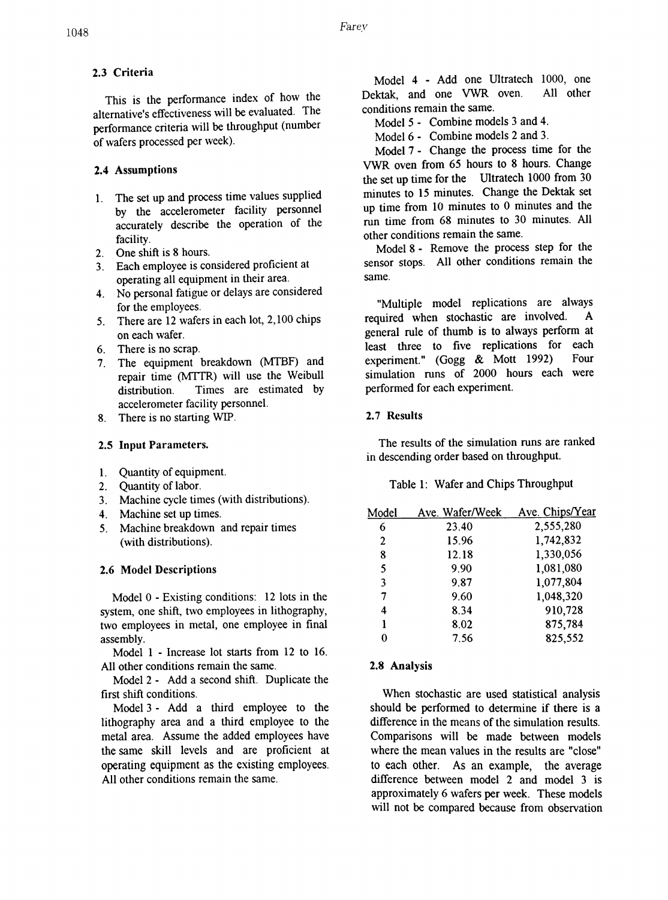### 2.3 Criteria

This is the performance index of how the alternative's effectiveness will be evaluated. The performance criteria will be throughput (number of wafers processed per week).

### 2.4 Assumptions

1. The set up and process time values supplied by the accelerometer facility personnel accurately describe the operation of the facility.
2. One shift is 8 hours.
3. Each employee is considered proficient at operating all equipment in their area.
4. No personal fatigue or delays are considered for the employees.
5. There are 12 wafers in each lot, 2,100 chips on each wafer.
6. There is no scrap.
7. The equipment breakdown (MTBF) and repair time (MTTR) will use the Weibull distribution. Times are estimated by accelerometer facility personnel.
8. There is no starting WIP.

### 2.5 Input Parameters.

1. Quantity of equipment.
2. Quantity of labor.
3. Machine cycle times (with distributions).
4. Machine set up times.
5. Machine breakdown and repair times (with distributions).

### 2.6 Model Descriptions

Model 0 - Existing conditions: 12 lots in the system, one shift, two employees in lithography, two employees in metal, one employee in final assembly.

Model 1 - Increase lot starts from 12 to 16. All other conditions remain the same.

Model 2 - Add a second shift. Duplicate the first shift conditions.

Model 3 - Add a third employee to the lithography area and a third employee to the metal area. Assume the added employees have the same skill levels and are proficient at operating equipment as the existing employees. All other conditions remain the same.

Model 4 - Add one Ultratech 1000, one Dektak, and one VWR oven. All other conditions remain the same.

Model 5 - Combine models 3 and 4.

Model 6 - Combine models 2 and 3.

Model 7 - Change the process time for the VWR oven from 65 hours to 8 hours. Change the set up time for the Ultratech 1000 from 30 minutes to 15 minutes. Change the Dektak set up time from 10 minutes to 0 minutes and the run time from 68 minutes to 30 minutes. All other conditions remain the same.

Model 8 - Remove the process step for the sensor stops. All other conditions remain the same.

"Multiple model replications are always required when stochastic are involved. A general rule of thumb is to always perform at least three to five replications for each experiment." (Gogg & Mott 1992) Four simulation runs of 2000 hours each were performed for each experiment.

### 2.7 Results

The results of the simulation runs are ranked in descending order based on throughput.

Table 1: Wafer and Chips Throughput

| Model | Ave. Wafer/Week | Ave. Chips/Year |
|---|---|---|
| 6 | 23.40 | 2,555,280 |
| 2 | 15.96 | 1,742,832 |
| 8 | 12.18 | 1,330,056 |
| 5 | 9.90 | 1,081,080 |
| 3 | 9.87 | 1,077,804 |
| 7 | 9.60 | 1,048,320 |
| 4 | 8.34 | 910,728 |
| 1 | 8.02 | 875,784 |
| 0 | 7.56 | 825,552 |

### 2.8 Analysis

When stochastic are used statistical analysis should be performed to determine if there is a difference in the means of the simulation results. Comparisons will be made between models where the mean values in the results are "close" to each other. As an example, the average difference between model 2 and model 3 is approximately 6 wafers per week. These models will not be compared because from observation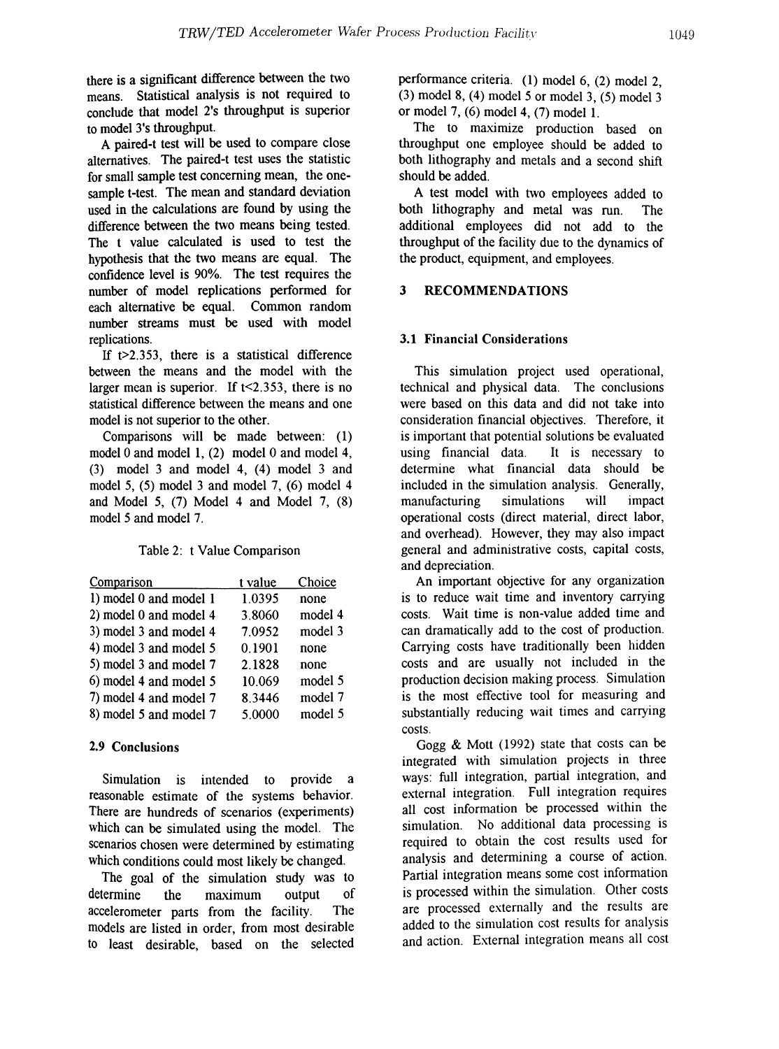there is a significant difference between the two means. Statistical analysis is not required to conclude that model 2's throughput is superior to model 3's throughput.

A paired-t test will be used to compare close alternatives. The paired-t test uses the statistic for small sample test concerning mean, the one-sample t-test. The mean and standard deviation used in the calculations are found by using the difference between the two means being tested. The t value calculated is used to test the hypothesis that the two means are equal. The confidence level is 90%. The test requires the number of model replications performed for each alternative be equal. Common random number streams must be used with model replications.

If $t > 2.353$, there is a statistical difference between the means and the model with the larger mean is superior. If $t < 2.353$, there is no statistical difference between the means and one model is not superior to the other.

Comparisons will be made between: (1) model 0 and model 1, (2) model 0 and model 4, (3) model 3 and model 4, (4) model 3 and model 5, (5) model 3 and model 7, (6) model 4 and Model 5, (7) Model 4 and Model 7, (8) model 5 and model 7.

Table 2: t Value Comparison

| Comparison | t value | Choice |
| --- | --- | --- |
| 1) model 0 and model 1 | 1.0395 | none |
| 2) model 0 and model 4 | 3.8060 | model 4 |
| 3) model 3 and model 4 | 7.0952 | model 3 |
| 4) model 3 and model 5 | 0.1901 | none |
| 5) model 3 and model 7 | 2.1828 | none |
| 6) model 4 and model 5 | 10.069 | model 5 |
| 7) model 4 and model 7 | 8.3446 | model 7 |
| 8) model 5 and model 7 | 5.0000 | model 5 |

### 2.9 Conclusions

Simulation is intended to provide a reasonable estimate of the systems behavior. There are hundreds of scenarios (experiments) which can be simulated using the model. The scenarios chosen were determined by estimating which conditions could most likely be changed.

The goal of the simulation study was to determine the maximum output of accelerometer parts from the facility. The models are listed in order, from most desirable to least desirable, based on the selected performance criteria. (1) model 6, (2) model 2, (3) model 8, (4) model 5 or model 3, (5) model 3 or model 7, (6) model 4, (7) model 1.

The to maximize production based on throughput one employee should be added to both lithography and metals and a second shift should be added.

A test model with two employees added to both lithography and metal was run. The additional employees did not add to the throughput of the facility due to the dynamics of the product, equipment, and employees.

## 3 RECOMMENDATIONS

### 3.1 Financial Considerations

This simulation project used operational, technical and physical data. The conclusions were based on this data and did not take into consideration financial objectives. Therefore, it is important that potential solutions be evaluated using financial data. It is necessary to determine what financial data should be included in the simulation analysis. Generally, manufacturing simulations will impact operational costs (direct material, direct labor, and overhead). However, they may also impact general and administrative costs, capital costs, and depreciation.

An important objective for any organization is to reduce wait time and inventory carrying costs. Wait time is non-value added time and can dramatically add to the cost of production. Carrying costs have traditionally been hidden costs and are usually not included in the production decision making process. Simulation is the most effective tool for measuring and substantially reducing wait times and carrying costs.

Gogg & Mott (1992) state that costs can be integrated with simulation projects in three ways: full integration, partial integration, and external integration. Full integration requires all cost information be processed within the simulation. No additional data processing is required to obtain the cost results used for analysis and determining a course of action. Partial integration means some cost information is processed within the simulation. Other costs are processed externally and the results are added to the simulation cost results for analysis and action. External integration means all cost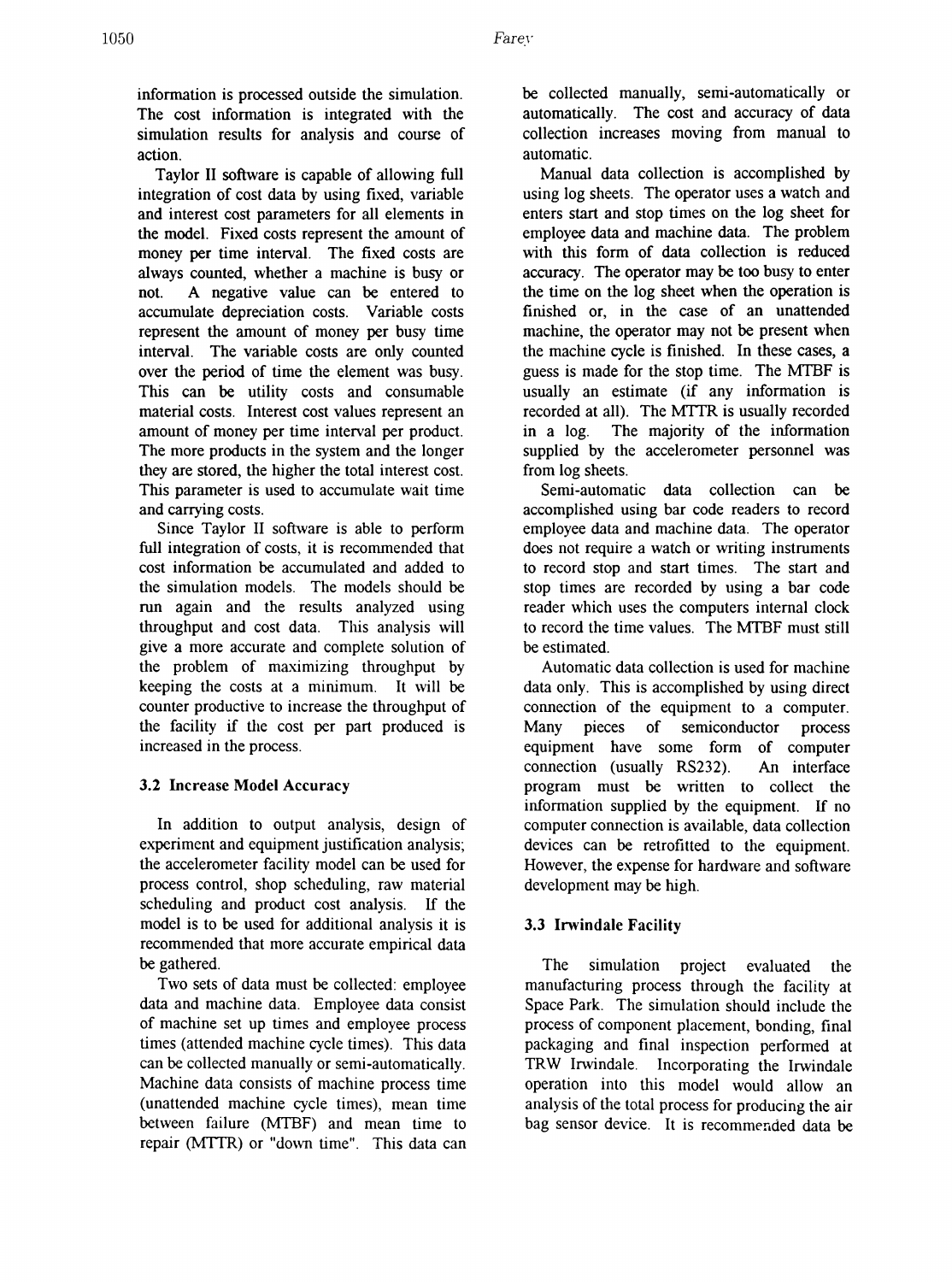information is processed outside the simulation. The cost information is integrated with the simulation results for analysis and course of action.

Taylor II software is capable of allowing full integration of cost data by using fixed, variable and interest cost parameters for all elements in the model. Fixed costs represent the amount of money per time interval. The fixed costs are always counted, whether a machine is busy or not. A negative value can be entered to accumulate depreciation costs. Variable costs represent the amount of money per busy time interval. The variable costs are only counted over the period of time the element was busy. This can be utility costs and consumable material costs. Interest cost values represent an amount of money per time interval per product. The more products in the system and the longer they are stored, the higher the total interest cost. This parameter is used to accumulate wait time and carrying costs.

Since Taylor II software is able to perform full integration of costs, it is recommended that cost information be accumulated and added to the simulation models. The models should be run again and the results analyzed using throughput and cost data. This analysis will give a more accurate and complete solution of the problem of maximizing throughput by keeping the costs at a minimum. It will be counter productive to increase the throughput of the facility if the cost per part produced is increased in the process.

### 3.2 Increase Model Accuracy

In addition to output analysis, design of experiment and equipment justification analysis; the accelerometer facility model can be used for process control, shop scheduling, raw material scheduling and product cost analysis. If the model is to be used for additional analysis it is recommended that more accurate empirical data be gathered.

Two sets of data must be collected: employee data and machine data. Employee data consist of machine set up times and employee process times (attended machine cycle times). This data can be collected manually or semi-automatically. Machine data consists of machine process time (unattended machine cycle times), mean time between failure (MTBF) and mean time to repair (MTTR) or "down time". This data can be collected manually, semi-automatically or automatically. The cost and accuracy of data collection increases moving from manual to automatic.

Manual data collection is accomplished by using log sheets. The operator uses a watch and enters start and stop times on the log sheet for employee data and machine data. The problem with this form of data collection is reduced accuracy. The operator may be too busy to enter the time on the log sheet when the operation is finished or, in the case of an unattended machine, the operator may not be present when the machine cycle is finished. In these cases, a guess is made for the stop time. The MTBF is usually an estimate (if any information is recorded at all). The MTTR is usually recorded in a log. The majority of the information supplied by the accelerometer personnel was from log sheets.

Semi-automatic data collection can be accomplished using bar code readers to record employee data and machine data. The operator does not require a watch or writing instruments to record stop and start times. The start and stop times are recorded by using a bar code reader which uses the computers internal clock to record the time values. The MTBF must still be estimated.

Automatic data collection is used for machine data only. This is accomplished by using direct connection of the equipment to a computer. Many pieces of semiconductor process equipment have some form of computer connection (usually RS232). An interface program must be written to collect the information supplied by the equipment. If no computer connection is available, data collection devices can be retrofitted to the equipment. However, the expense for hardware and software development may be high.

### 3.3 Irwindale Facility

The simulation project evaluated the manufacturing process through the facility at Space Park. The simulation should include the process of component placement, bonding, final packaging and final inspection performed at TRW Irwindale. Incorporating the Irwindale operation into this model would allow an analysis of the total process for producing the air bag sensor device. It is recommended data be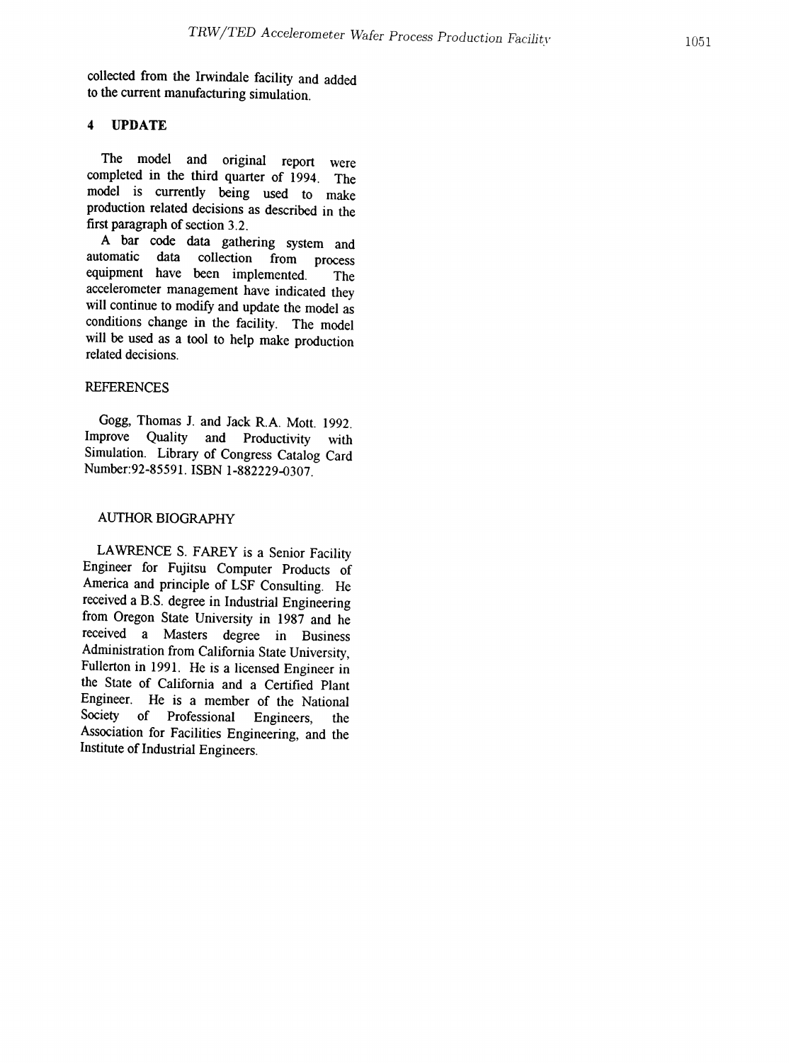collected from the Irwindale facility and added to the current manufacturing simulation.

## 4 UPDATE

The model and original report were completed in the third quarter of 1994. The model is currently being used to make production related decisions as described in the first paragraph of section 3.2.

A bar code data gathering system and automatic data collection from process equipment have been implemented. The accelerometer management have indicated they will continue to modify and update the model as conditions change in the facility. The model will be used as a tool to help make production related decisions.

## REFERENCES

Gogg, Thomas J. and Jack R.A. Mott. 1992. Improve Quality and Productivity with Simulation. Library of Congress Catalog Card Number:92-85591. ISBN 1-882229-0307.

## AUTHOR BIOGRAPHY

LAWRENCE S. FAREY is a Senior Facility Engineer for Fujitsu Computer Products of America and principle of LSF Consulting. He received a B.S. degree in Industrial Engineering from Oregon State University in 1987 and he received a Masters degree in Business Administration from California State University, Fullerton in 1991. He is a licensed Engineer in the State of California and a Certified Plant Engineer. He is a member of the National Society of Professional Engineers, the Association for Facilities Engineering, and the Institute of Industrial Engineers.